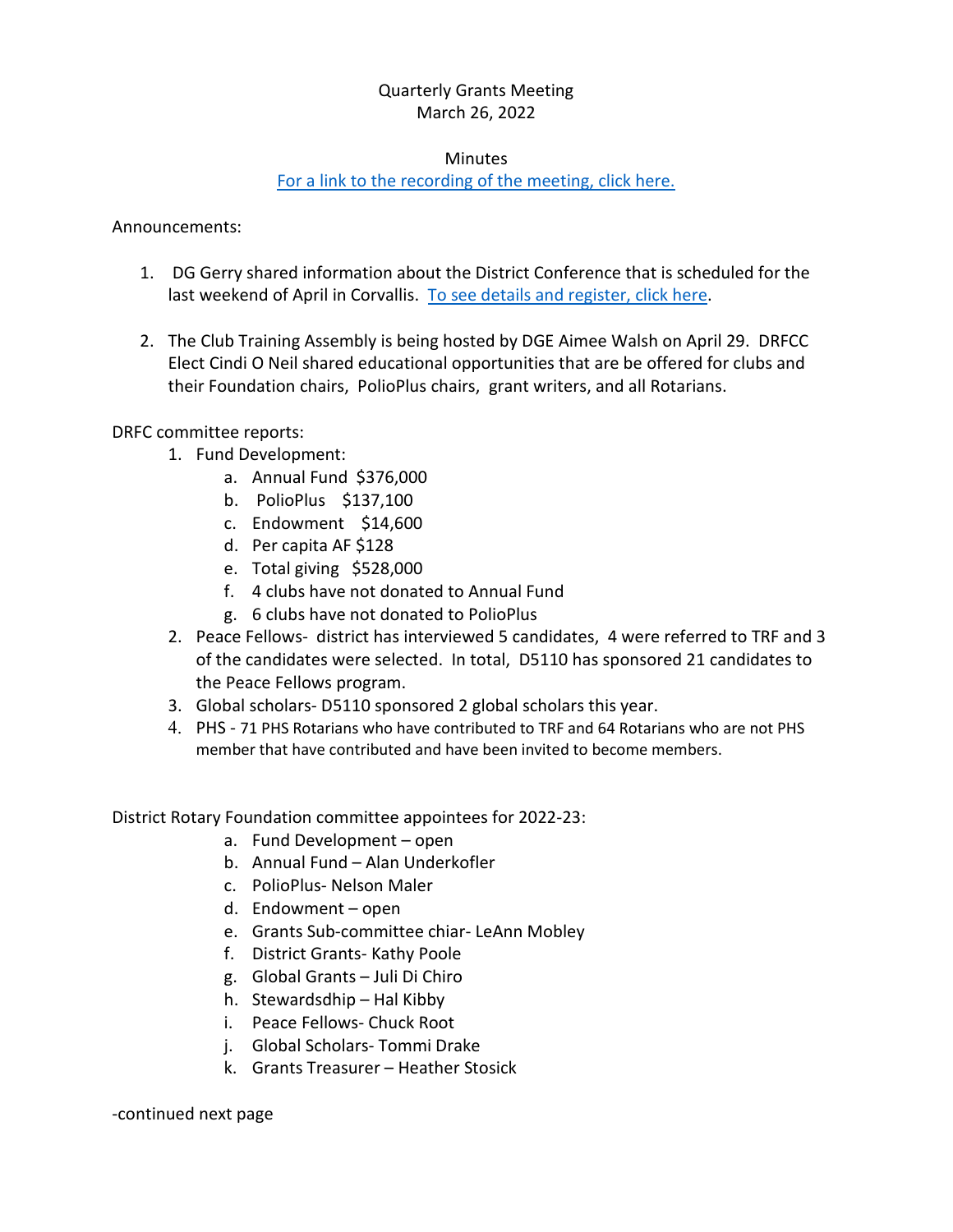Quarterly Grants Meeting
March 26, 2022

Minutes
[For a link to the recording of the meeting, click here.]

Announcements:

1. DG Gerry shared information about the District Conference that is scheduled for the last weekend of April in Corvallis. [To see details and register, click here].

2. The Club Training Assembly is being hosted by DGE Aimee Walsh on April 29. DRFCC Elect Cindi O Neil shared educational opportunities that are be offered for clubs and their Foundation chairs, PolioPlus chairs, grant writers, and all Rotarians.

DRFC committee reports:

1. Fund Development:
   a. Annual Fund $376,000
   b. PolioPlus $137,100
   c. Endowment $14,600
   d. Per capita AF $128
   e. Total giving $528,000
   f. 4 clubs have not donated to Annual Fund
   g. 6 clubs have not donated to PolioPlus
2. Peace Fellows- district has interviewed 5 candidates, 4 were referred to TRF and 3 of the candidates were selected. In total, D5110 has sponsored 21 candidates to the Peace Fellows program.
3. Global scholars- D5110 sponsored 2 global scholars this year.
4. PHS - 71 PHS Rotarians who have contributed to TRF and 64 Rotarians who are not PHS member that have contributed and have been invited to become members.

District Rotary Foundation committee appointees for 2022-23:

a. Fund Development – open
b. Annual Fund – Alan Underkofler
c. PolioPlus- Nelson Maler
d. Endowment – open
e. Grants Sub-committee chiar- LeAnn Mobley
f. District Grants- Kathy Poole
g. Global Grants – Juli Di Chiro
h. Stewardsdhip – Hal Kibby
i. Peace Fellows- Chuck Root
j. Global Scholars- Tommi Drake
k. Grants Treasurer – Heather Stosick

-continued next page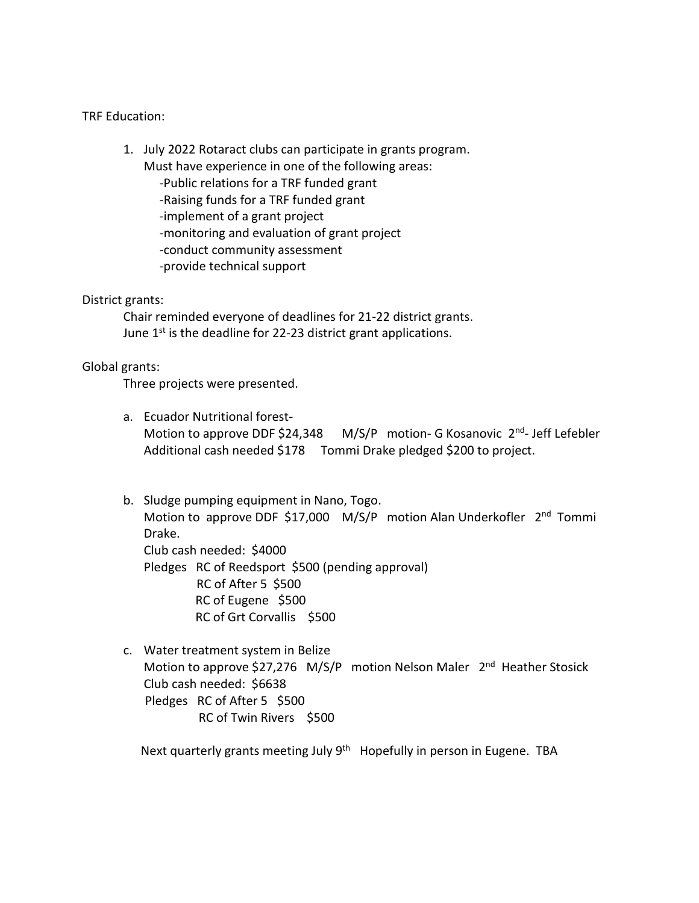TRF Education:

1. July 2022 Rotaract clubs can participate in grants program.
   Must have experience in one of the following areas:
   - -Public relations for a TRF funded grant
   - -Raising funds for a TRF funded grant
   - -implement of a grant project
   - -monitoring and evaluation of grant project
   - -conduct community assessment
   - -provide technical support

District grants:

Chair reminded everyone of deadlines for 21-22 district grants.
June 1st is the deadline for 22-23 district grant applications.

Global grants:

Three projects were presented.

a. Ecuador Nutritional forest-
   Motion to approve DDF $24,348 M/S/P motion- G Kosanovic 2nd- Jeff Lefebler
   Additional cash needed $178 Tommi Drake pledged $200 to project.

b. Sludge pumping equipment in Nano, Togo.
   Motion to approve DDF $17,000 M/S/P motion Alan Underkofler 2nd Tommi Drake.
   Club cash needed: $4000
   Pledges RC of Reedsport $500 (pending approval)
   RC of After 5 $500
   RC of Eugene $500
   RC of Grt Corvallis $500

c. Water treatment system in Belize
   Motion to approve $27,276 M/S/P motion Nelson Maler 2nd Heather Stosick
   Club cash needed: $6638
   Pledges RC of After 5 $500
   RC of Twin Rivers $500

Next quarterly grants meeting July 9th Hopefully in person in Eugene. TBA